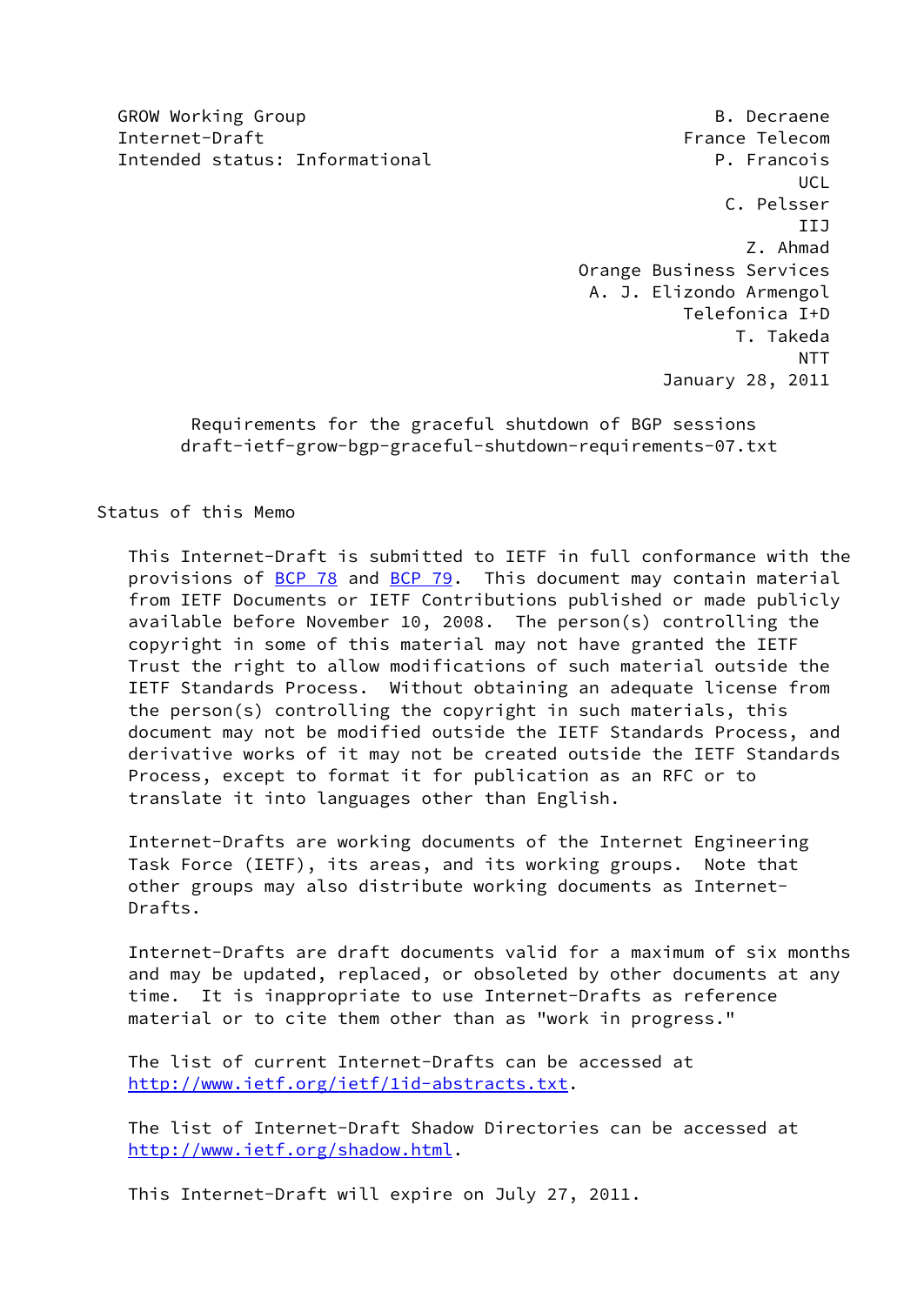GROW Working Group B. Decraene
Internet-Draft France Telecom
Intended status: Informational P. Francois
UCL
C. Pelsser
IIJ
Z. Ahmad
Orange Business Services
A. J. Elizondo Armengol
Telefonica I+D
T. Takeda
NTT
January 28, 2011

# Requirements for the graceful shutdown of BGP sessions
draft-ietf-grow-bgp-graceful-shutdown-requirements-07.txt

## Status of this Memo

This Internet-Draft is submitted to IETF in full conformance with the provisions of BCP 78 and BCP 79. This document may contain material from IETF Documents or IETF Contributions published or made publicly available before November 10, 2008. The person(s) controlling the copyright in some of this material may not have granted the IETF Trust the right to allow modifications of such material outside the IETF Standards Process. Without obtaining an adequate license from the person(s) controlling the copyright in such materials, this document may not be modified outside the IETF Standards Process, and derivative works of it may not be created outside the IETF Standards Process, except to format it for publication as an RFC or to translate it into languages other than English.

Internet-Drafts are working documents of the Internet Engineering Task Force (IETF), its areas, and its working groups. Note that other groups may also distribute working documents as Internet-Drafts.

Internet-Drafts are draft documents valid for a maximum of six months and may be updated, replaced, or obsoleted by other documents at any time. It is inappropriate to use Internet-Drafts as reference material or to cite them other than as "work in progress."

The list of current Internet-Drafts can be accessed at http://www.ietf.org/ietf/1id-abstracts.txt.

The list of Internet-Draft Shadow Directories can be accessed at http://www.ietf.org/shadow.html.

This Internet-Draft will expire on July 27, 2011.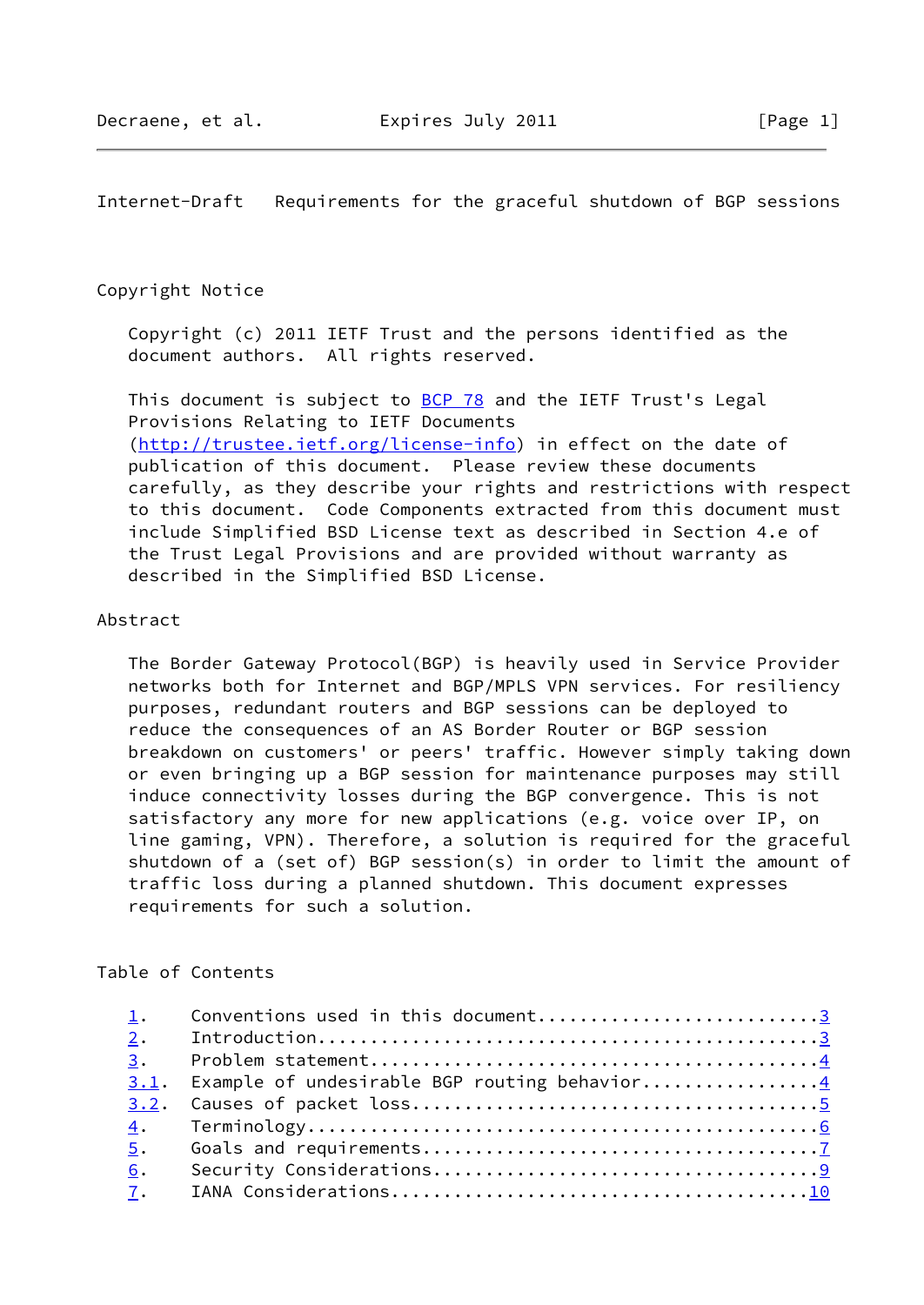## Copyright Notice

Copyright (c) 2011 IETF Trust and the persons identified as the document authors. All rights reserved.

This document is subject to BCP 78 and the IETF Trust's Legal Provisions Relating to IETF Documents (http://trustee.ietf.org/license-info) in effect on the date of publication of this document. Please review these documents carefully, as they describe your rights and restrictions with respect to this document. Code Components extracted from this document must include Simplified BSD License text as described in Section 4.e of the Trust Legal Provisions and are provided without warranty as described in the Simplified BSD License.

## Abstract

The Border Gateway Protocol(BGP) is heavily used in Service Provider networks both for Internet and BGP/MPLS VPN services. For resiliency purposes, redundant routers and BGP sessions can be deployed to reduce the consequences of an AS Border Router or BGP session breakdown on customers' or peers' traffic. However simply taking down or even bringing up a BGP session for maintenance purposes may still induce connectivity losses during the BGP convergence. This is not satisfactory any more for new applications (e.g. voice over IP, on line gaming, VPN). Therefore, a solution is required for the graceful shutdown of a (set of) BGP session(s) in order to limit the amount of traffic loss during a planned shutdown. This document expresses requirements for such a solution.

## Table of Contents

1. Conventions used in this document..........................3
2. Introduction...............................................3
3. Problem statement..........................................4
3.1. Example of undesirable BGP routing behavior.................4
3.2. Causes of packet loss....................................5
4. Terminology................................................6
5. Goals and requirements.....................................7
6. Security Considerations....................................9
7. IANA Considerations.......................................10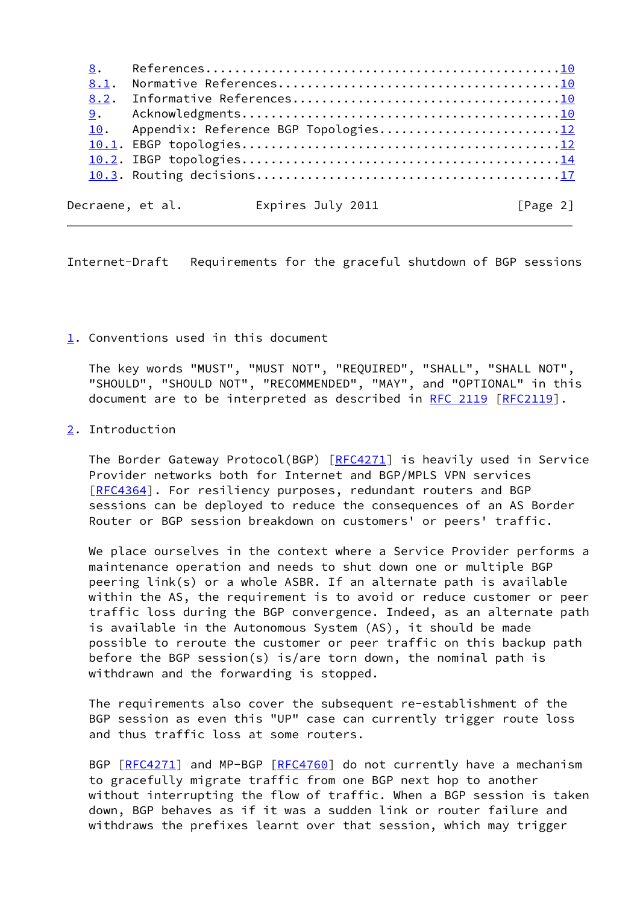8. References...............................................10
8.1. Normative References.....................................10
8.2. Informative References...................................10
9. Acknowledgments..........................................10
10. Appendix: Reference BGP Topologies.......................12
10.1. EBGP topologies.........................................12
10.2. IBGP topologies.........................................14
10.3. Routing decisions.......................................17

## 1. Conventions used in this document

The key words "MUST", "MUST NOT", "REQUIRED", "SHALL", "SHALL NOT", "SHOULD", "SHOULD NOT", "RECOMMENDED", "MAY", and "OPTIONAL" in this document are to be interpreted as described in RFC 2119 [RFC2119].

## 2. Introduction

The Border Gateway Protocol(BGP) [RFC4271] is heavily used in Service Provider networks both for Internet and BGP/MPLS VPN services [RFC4364]. For resiliency purposes, redundant routers and BGP sessions can be deployed to reduce the consequences of an AS Border Router or BGP session breakdown on customers' or peers' traffic.

We place ourselves in the context where a Service Provider performs a maintenance operation and needs to shut down one or multiple BGP peering link(s) or a whole ASBR. If an alternate path is available within the AS, the requirement is to avoid or reduce customer or peer traffic loss during the BGP convergence. Indeed, as an alternate path is available in the Autonomous System (AS), it should be made possible to reroute the customer or peer traffic on this backup path before the BGP session(s) is/are torn down, the nominal path is withdrawn and the forwarding is stopped.

The requirements also cover the subsequent re-establishment of the BGP session as even this "UP" case can currently trigger route loss and thus traffic loss at some routers.

BGP [RFC4271] and MP-BGP [RFC4760] do not currently have a mechanism to gracefully migrate traffic from one BGP next hop to another without interrupting the flow of traffic. When a BGP session is taken down, BGP behaves as if it was a sudden link or router failure and withdraws the prefixes learnt over that session, which may trigger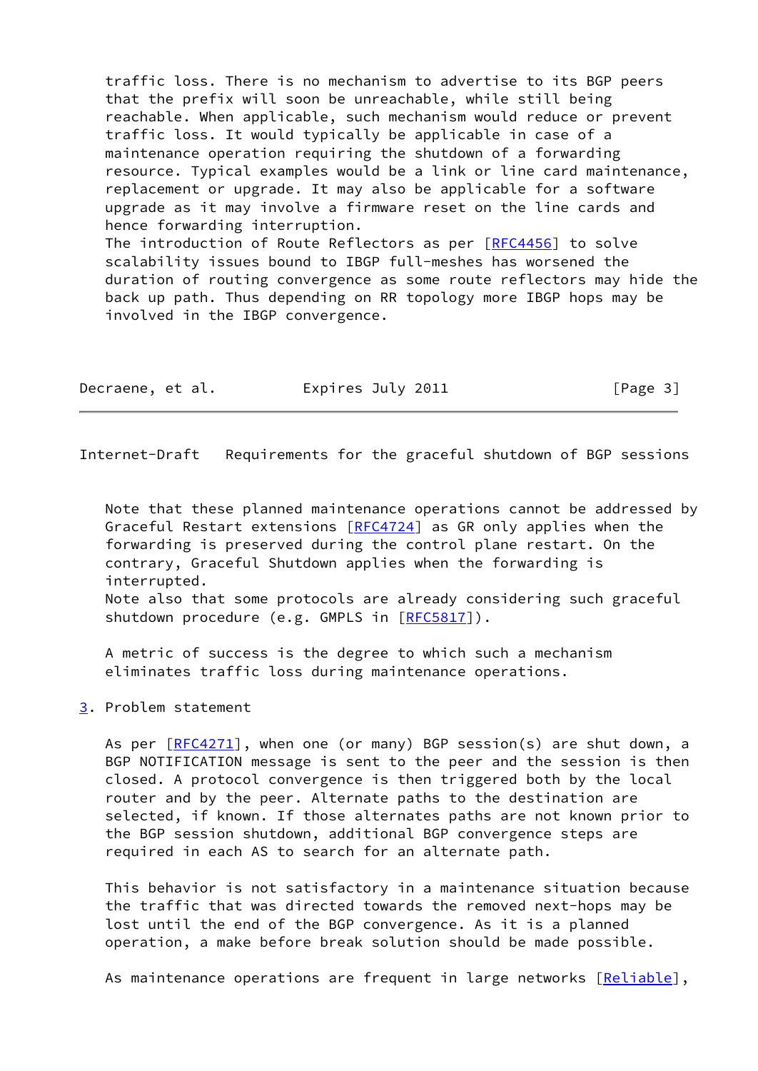traffic loss. There is no mechanism to advertise to its BGP peers that the prefix will soon be unreachable, while still being reachable. When applicable, such mechanism would reduce or prevent traffic loss. It would typically be applicable in case of a maintenance operation requiring the shutdown of a forwarding resource. Typical examples would be a link or line card maintenance, replacement or upgrade. It may also be applicable for a software upgrade as it may involve a firmware reset on the line cards and hence forwarding interruption.
The introduction of Route Reflectors as per [RFC4456] to solve scalability issues bound to IBGP full-meshes has worsened the duration of routing convergence as some route reflectors may hide the back up path. Thus depending on RR topology more IBGP hops may be involved in the IBGP convergence.

Note that these planned maintenance operations cannot be addressed by Graceful Restart extensions [RFC4724] as GR only applies when the forwarding is preserved during the control plane restart. On the contrary, Graceful Shutdown applies when the forwarding is interrupted.
Note also that some protocols are already considering such graceful shutdown procedure (e.g. GMPLS in [RFC5817]).

A metric of success is the degree to which such a mechanism eliminates traffic loss during maintenance operations.

## 3. Problem statement

As per [RFC4271], when one (or many) BGP session(s) are shut down, a BGP NOTIFICATION message is sent to the peer and the session is then closed. A protocol convergence is then triggered both by the local router and by the peer. Alternate paths to the destination are selected, if known. If those alternates paths are not known prior to the BGP session shutdown, additional BGP convergence steps are required in each AS to search for an alternate path.

This behavior is not satisfactory in a maintenance situation because the traffic that was directed towards the removed next-hops may be lost until the end of the BGP convergence. As it is a planned operation, a make before break solution should be made possible.

As maintenance operations are frequent in large networks [Reliable],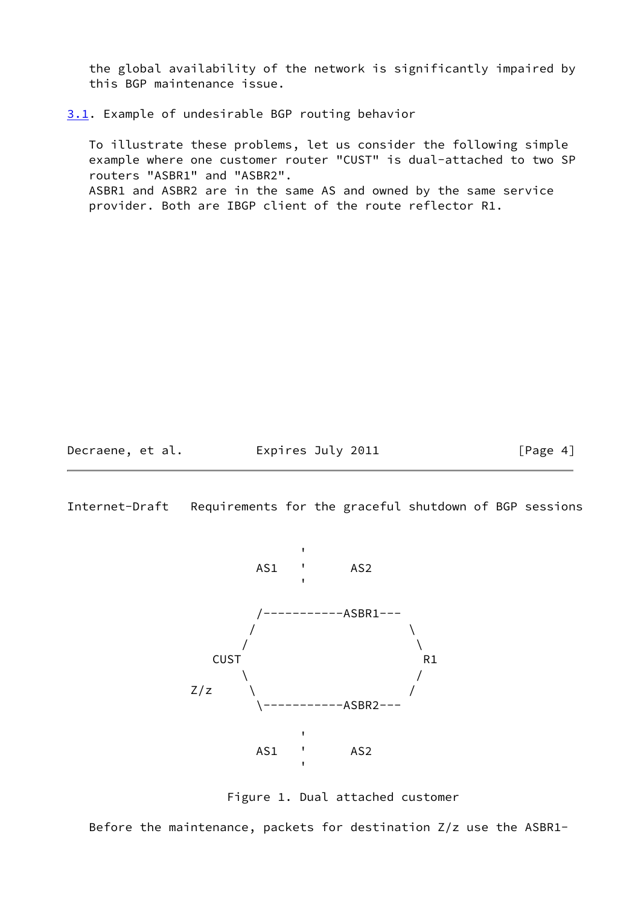the global availability of the network is significantly impaired by this BGP maintenance issue.

### 3.1. Example of undesirable BGP routing behavior

To illustrate these problems, let us consider the following simple example where one customer router "CUST" is dual-attached to two SP routers "ASBR1" and "ASBR2".
ASBR1 and ASBR2 are in the same AS and owned by the same service provider. Both are IBGP client of the route reflector R1.

```
                        '
                  AS1   '      AS2
                        '

                  /-----------ASBR1---
                 /                    \
                /                      \
             CUST                       R1
                \                      /
         Z/z     \                    /
                  \-----------ASBR2---

                        '
                  AS1   '      AS2
                        '
```

Figure 1. Dual attached customer

Before the maintenance, packets for destination Z/z use the ASBR1-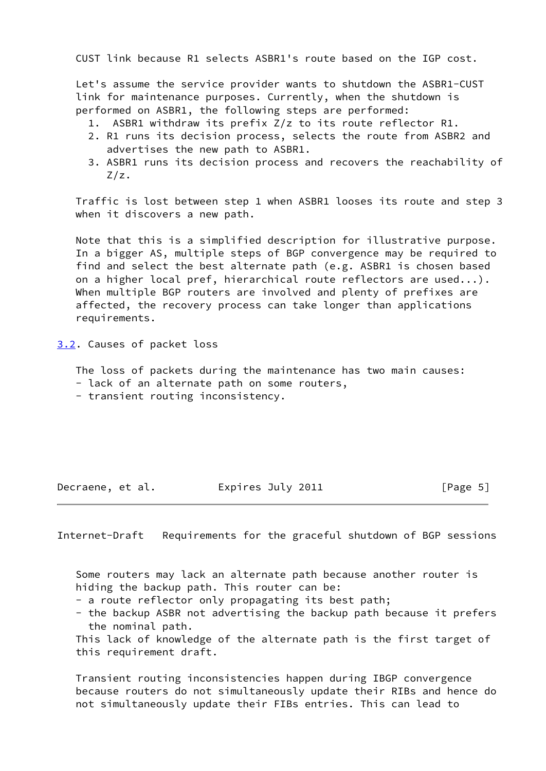CUST link because R1 selects ASBR1's route based on the IGP cost.

Let's assume the service provider wants to shutdown the ASBR1-CUST link for maintenance purposes. Currently, when the shutdown is performed on ASBR1, the following steps are performed:

1. ASBR1 withdraw its prefix Z/z to its route reflector R1.
2. R1 runs its decision process, selects the route from ASBR2 and advertises the new path to ASBR1.
3. ASBR1 runs its decision process and recovers the reachability of Z/z.

Traffic is lost between step 1 when ASBR1 looses its route and step 3 when it discovers a new path.

Note that this is a simplified description for illustrative purpose. In a bigger AS, multiple steps of BGP convergence may be required to find and select the best alternate path (e.g. ASBR1 is chosen based on a higher local pref, hierarchical route reflectors are used...). When multiple BGP routers are involved and plenty of prefixes are affected, the recovery process can take longer than applications requirements.

## 3.2. Causes of packet loss

The loss of packets during the maintenance has two main causes:

- lack of an alternate path on some routers,
- transient routing inconsistency.

Some routers may lack an alternate path because another router is hiding the backup path. This router can be:

- a route reflector only propagating its best path;
- the backup ASBR not advertising the backup path because it prefers the nominal path.

This lack of knowledge of the alternate path is the first target of this requirement draft.

Transient routing inconsistencies happen during IBGP convergence because routers do not simultaneously update their RIBs and hence do not simultaneously update their FIBs entries. This can lead to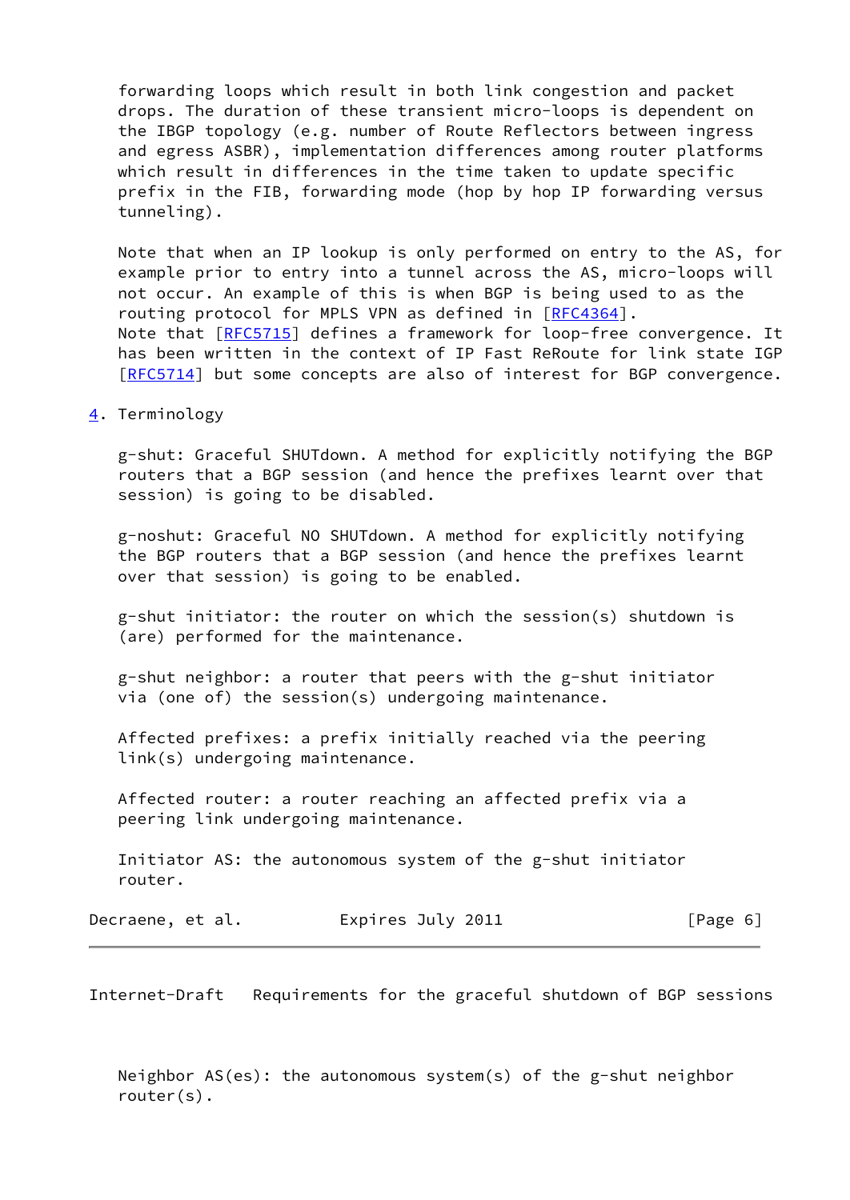forwarding loops which result in both link congestion and packet drops. The duration of these transient micro-loops is dependent on the IBGP topology (e.g. number of Route Reflectors between ingress and egress ASBR), implementation differences among router platforms which result in differences in the time taken to update specific prefix in the FIB, forwarding mode (hop by hop IP forwarding versus tunneling).

Note that when an IP lookup is only performed on entry to the AS, for example prior to entry into a tunnel across the AS, micro-loops will not occur. An example of this is when BGP is being used to as the routing protocol for MPLS VPN as defined in [RFC4364]. Note that [RFC5715] defines a framework for loop-free convergence. It has been written in the context of IP Fast ReRoute for link state IGP [RFC5714] but some concepts are also of interest for BGP convergence.

## 4. Terminology

g-shut: Graceful SHUTdown. A method for explicitly notifying the BGP routers that a BGP session (and hence the prefixes learnt over that session) is going to be disabled.

g-noshut: Graceful NO SHUTdown. A method for explicitly notifying the BGP routers that a BGP session (and hence the prefixes learnt over that session) is going to be enabled.

g-shut initiator: the router on which the session(s) shutdown is (are) performed for the maintenance.

g-shut neighbor: a router that peers with the g-shut initiator via (one of) the session(s) undergoing maintenance.

Affected prefixes: a prefix initially reached via the peering link(s) undergoing maintenance.

Affected router: a router reaching an affected prefix via a peering link undergoing maintenance.

Initiator AS: the autonomous system of the g-shut initiator router.

Neighbor AS(es): the autonomous system(s) of the g-shut neighbor router(s).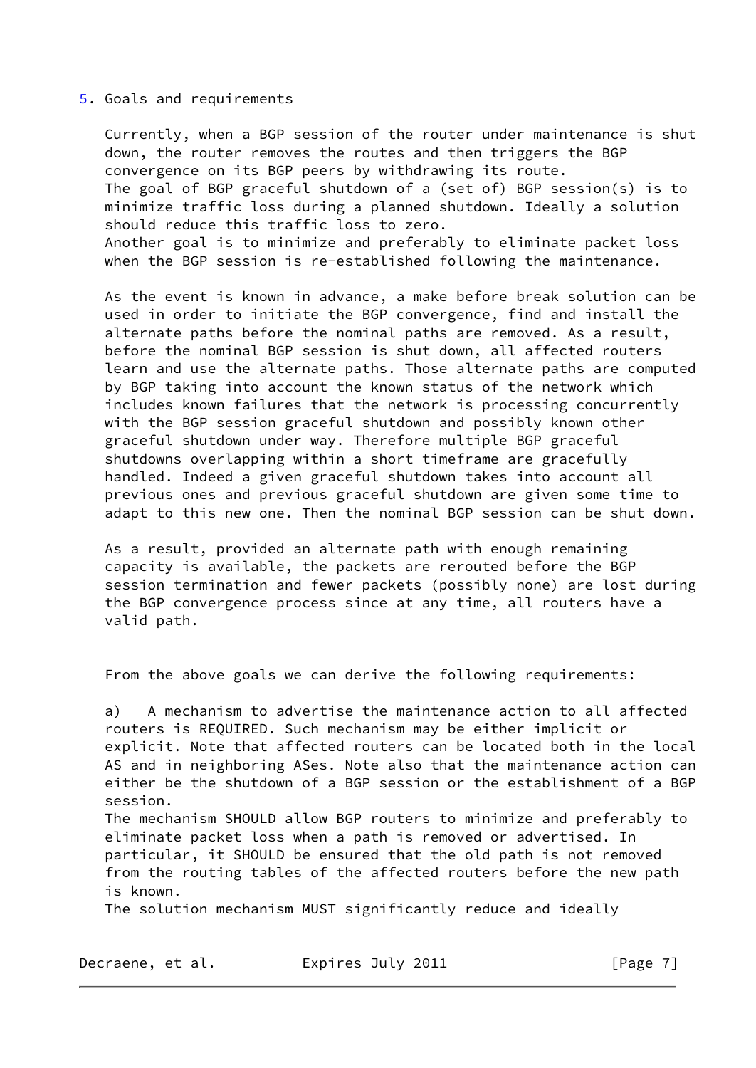## 5. Goals and requirements

Currently, when a BGP session of the router under maintenance is shut down, the router removes the routes and then triggers the BGP convergence on its BGP peers by withdrawing its route.
The goal of BGP graceful shutdown of a (set of) BGP session(s) is to minimize traffic loss during a planned shutdown. Ideally a solution should reduce this traffic loss to zero.
Another goal is to minimize and preferably to eliminate packet loss when the BGP session is re-established following the maintenance.

As the event is known in advance, a make before break solution can be used in order to initiate the BGP convergence, find and install the alternate paths before the nominal paths are removed. As a result, before the nominal BGP session is shut down, all affected routers learn and use the alternate paths. Those alternate paths are computed by BGP taking into account the known status of the network which includes known failures that the network is processing concurrently with the BGP session graceful shutdown and possibly known other graceful shutdown under way. Therefore multiple BGP graceful shutdowns overlapping within a short timeframe are gracefully handled. Indeed a given graceful shutdown takes into account all previous ones and previous graceful shutdown are given some time to adapt to this new one. Then the nominal BGP session can be shut down.

As a result, provided an alternate path with enough remaining capacity is available, the packets are rerouted before the BGP session termination and fewer packets (possibly none) are lost during the BGP convergence process since at any time, all routers have a valid path.

From the above goals we can derive the following requirements:

a) A mechanism to advertise the maintenance action to all affected routers is REQUIRED. Such mechanism may be either implicit or explicit. Note that affected routers can be located both in the local AS and in neighboring ASes. Note also that the maintenance action can either be the shutdown of a BGP session or the establishment of a BGP session.
The mechanism SHOULD allow BGP routers to minimize and preferably to eliminate packet loss when a path is removed or advertised. In particular, it SHOULD be ensured that the old path is not removed from the routing tables of the affected routers before the new path is known.
The solution mechanism MUST significantly reduce and ideally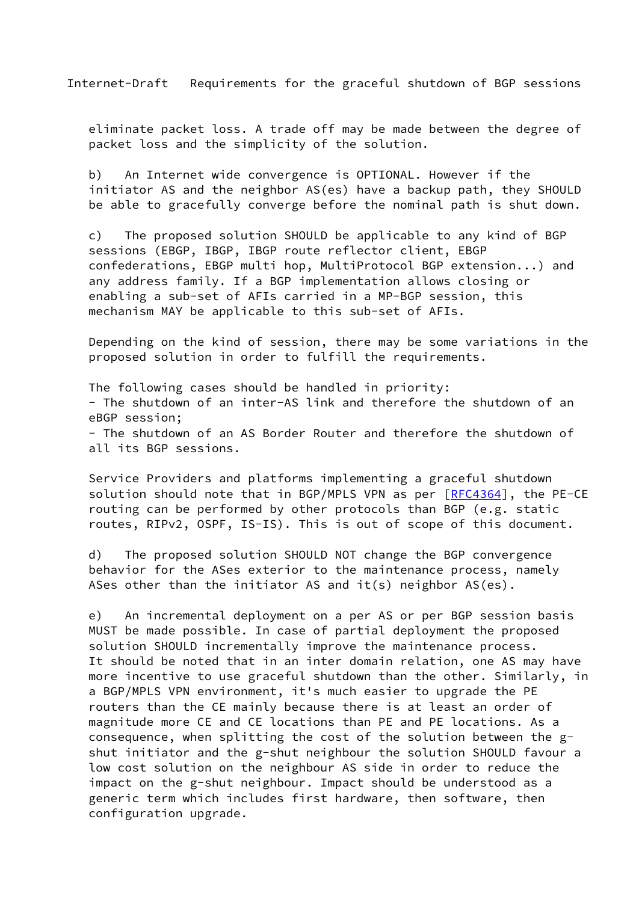eliminate packet loss. A trade off may be made between the degree of packet loss and the simplicity of the solution.

b) An Internet wide convergence is OPTIONAL. However if the initiator AS and the neighbor AS(es) have a backup path, they SHOULD be able to gracefully converge before the nominal path is shut down.

c) The proposed solution SHOULD be applicable to any kind of BGP sessions (EBGP, IBGP, IBGP route reflector client, EBGP confederations, EBGP multi hop, MultiProtocol BGP extension...) and any address family. If a BGP implementation allows closing or enabling a sub-set of AFIs carried in a MP-BGP session, this mechanism MAY be applicable to this sub-set of AFIs.

Depending on the kind of session, there may be some variations in the proposed solution in order to fulfill the requirements.

The following cases should be handled in priority:
- The shutdown of an inter-AS link and therefore the shutdown of an eBGP session;
- The shutdown of an AS Border Router and therefore the shutdown of all its BGP sessions.

Service Providers and platforms implementing a graceful shutdown solution should note that in BGP/MPLS VPN as per [RFC4364], the PE-CE routing can be performed by other protocols than BGP (e.g. static routes, RIPv2, OSPF, IS-IS). This is out of scope of this document.

d) The proposed solution SHOULD NOT change the BGP convergence behavior for the ASes exterior to the maintenance process, namely ASes other than the initiator AS and it(s) neighbor AS(es).

e) An incremental deployment on a per AS or per BGP session basis MUST be made possible. In case of partial deployment the proposed solution SHOULD incrementally improve the maintenance process. It should be noted that in an inter domain relation, one AS may have more incentive to use graceful shutdown than the other. Similarly, in a BGP/MPLS VPN environment, it's much easier to upgrade the PE routers than the CE mainly because there is at least an order of magnitude more CE and CE locations than PE and PE locations. As a consequence, when splitting the cost of the solution between the g-shut initiator and the g-shut neighbour the solution SHOULD favour a low cost solution on the neighbour AS side in order to reduce the impact on the g-shut neighbour. Impact should be understood as a generic term which includes first hardware, then software, then configuration upgrade.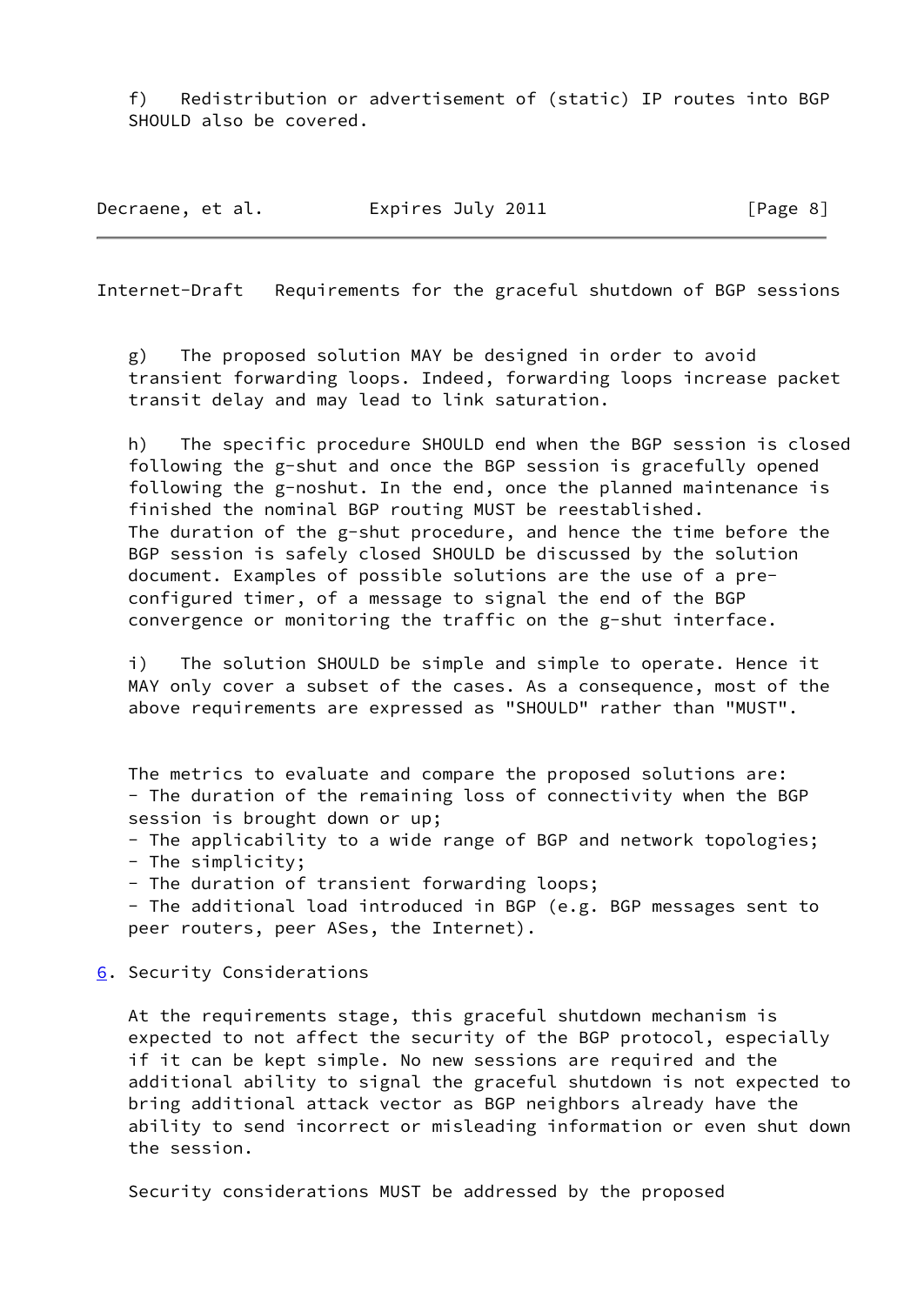f) Redistribution or advertisement of (static) IP routes into BGP SHOULD also be covered.

g) The proposed solution MAY be designed in order to avoid transient forwarding loops. Indeed, forwarding loops increase packet transit delay and may lead to link saturation.

h) The specific procedure SHOULD end when the BGP session is closed following the g-shut and once the BGP session is gracefully opened following the g-noshut. In the end, once the planned maintenance is finished the nominal BGP routing MUST be reestablished.
The duration of the g-shut procedure, and hence the time before the BGP session is safely closed SHOULD be discussed by the solution document. Examples of possible solutions are the use of a pre-configured timer, of a message to signal the end of the BGP convergence or monitoring the traffic on the g-shut interface.

i) The solution SHOULD be simple and simple to operate. Hence it MAY only cover a subset of the cases. As a consequence, most of the above requirements are expressed as "SHOULD" rather than "MUST".

The metrics to evaluate and compare the proposed solutions are:
- The duration of the remaining loss of connectivity when the BGP session is brought down or up;
- The applicability to a wide range of BGP and network topologies;
- The simplicity;
- The duration of transient forwarding loops;
- The additional load introduced in BGP (e.g. BGP messages sent to peer routers, peer ASes, the Internet).

## 6. Security Considerations

At the requirements stage, this graceful shutdown mechanism is expected to not affect the security of the BGP protocol, especially if it can be kept simple. No new sessions are required and the additional ability to signal the graceful shutdown is not expected to bring additional attack vector as BGP neighbors already have the ability to send incorrect or misleading information or even shut down the session.

Security considerations MUST be addressed by the proposed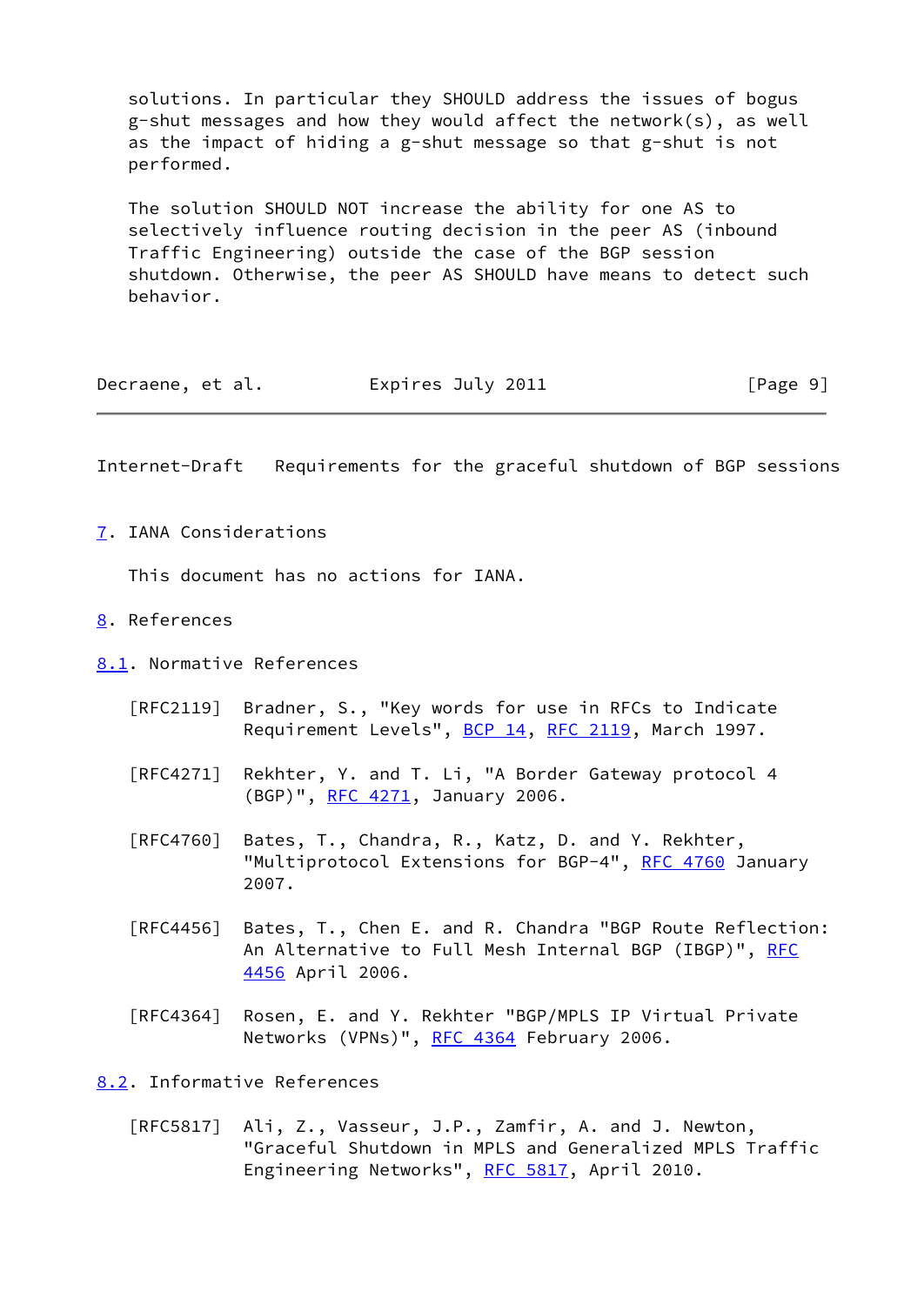solutions. In particular they SHOULD address the issues of bogus g-shut messages and how they would affect the network(s), as well as the impact of hiding a g-shut message so that g-shut is not performed.

The solution SHOULD NOT increase the ability for one AS to selectively influence routing decision in the peer AS (inbound Traffic Engineering) outside the case of the BGP session shutdown. Otherwise, the peer AS SHOULD have means to detect such behavior.

## 7. IANA Considerations

This document has no actions for IANA.

## 8. References

### 8.1. Normative References

[RFC2119] Bradner, S., "Key words for use in RFCs to Indicate Requirement Levels", BCP 14, RFC 2119, March 1997.

[RFC4271] Rekhter, Y. and T. Li, "A Border Gateway protocol 4 (BGP)", RFC 4271, January 2006.

[RFC4760] Bates, T., Chandra, R., Katz, D. and Y. Rekhter, "Multiprotocol Extensions for BGP-4", RFC 4760 January 2007.

[RFC4456] Bates, T., Chen E. and R. Chandra "BGP Route Reflection: An Alternative to Full Mesh Internal BGP (IBGP)", RFC 4456 April 2006.

[RFC4364] Rosen, E. and Y. Rekhter "BGP/MPLS IP Virtual Private Networks (VPNs)", RFC 4364 February 2006.

### 8.2. Informative References

[RFC5817] Ali, Z., Vasseur, J.P., Zamfir, A. and J. Newton, "Graceful Shutdown in MPLS and Generalized MPLS Traffic Engineering Networks", RFC 5817, April 2010.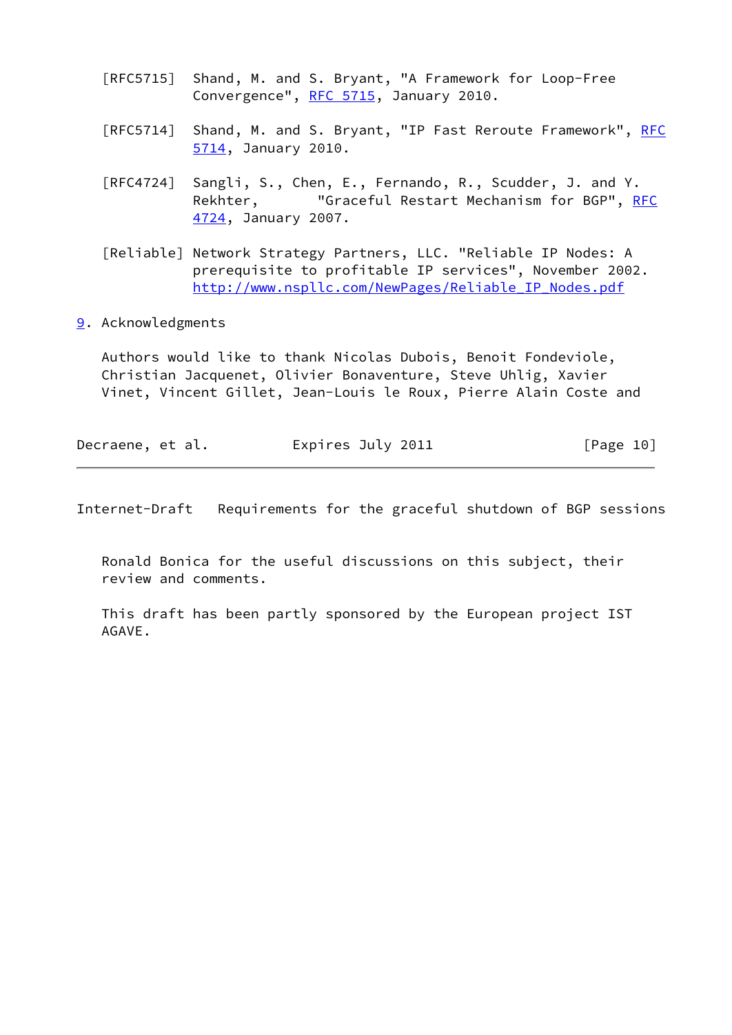[RFC5715] Shand, M. and S. Bryant, "A Framework for Loop-Free Convergence", RFC 5715, January 2010.

[RFC5714] Shand, M. and S. Bryant, "IP Fast Reroute Framework", RFC 5714, January 2010.

[RFC4724] Sangli, S., Chen, E., Fernando, R., Scudder, J. and Y. Rekhter, "Graceful Restart Mechanism for BGP", RFC 4724, January 2007.

[Reliable] Network Strategy Partners, LLC. "Reliable IP Nodes: A prerequisite to profitable IP services", November 2002. http://www.nspllc.com/NewPages/Reliable_IP_Nodes.pdf

## 9. Acknowledgments

Authors would like to thank Nicolas Dubois, Benoit Fondeviole, Christian Jacquenet, Olivier Bonaventure, Steve Uhlig, Xavier Vinet, Vincent Gillet, Jean-Louis le Roux, Pierre Alain Coste and Ronald Bonica for the useful discussions on this subject, their review and comments.

This draft has been partly sponsored by the European project IST AGAVE.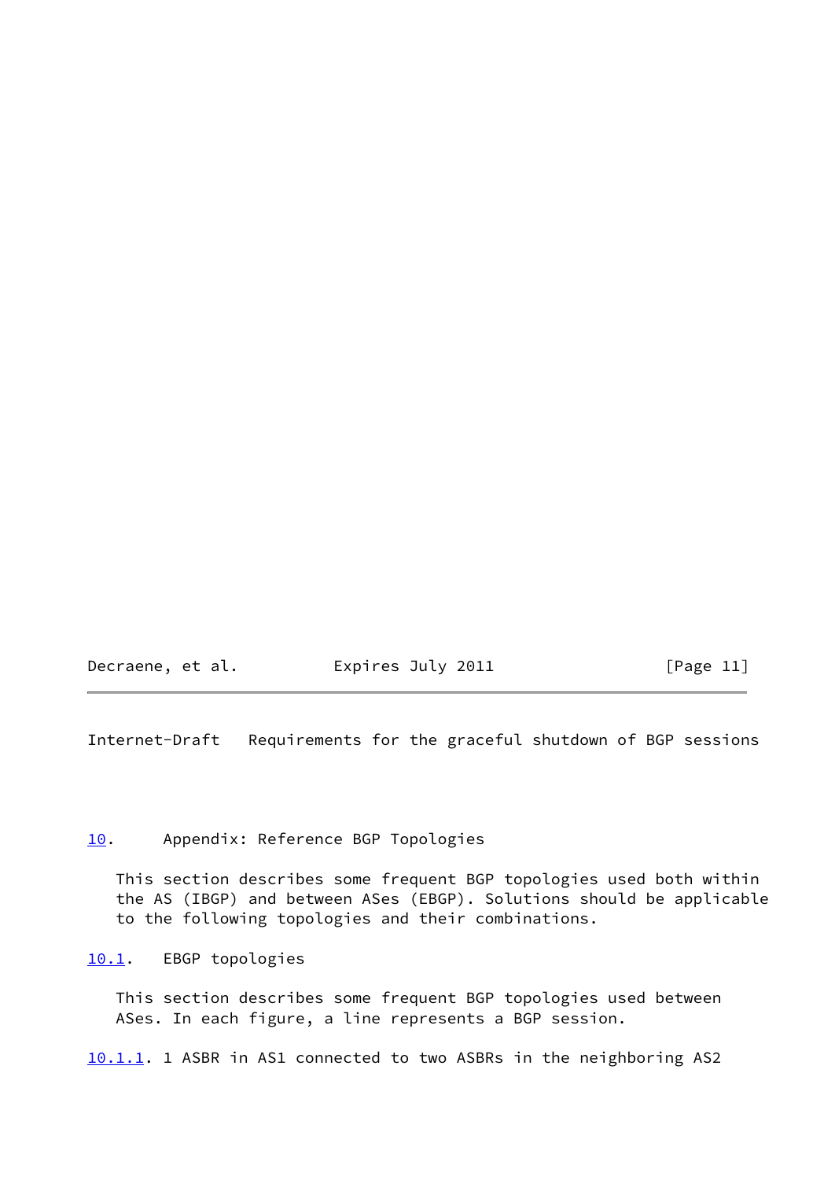## 10. Appendix: Reference BGP Topologies

This section describes some frequent BGP topologies used both within the AS (IBGP) and between ASes (EBGP). Solutions should be applicable to the following topologies and their combinations.

### 10.1. EBGP topologies

This section describes some frequent BGP topologies used between ASes. In each figure, a line represents a BGP session.

#### 10.1.1. 1 ASBR in AS1 connected to two ASBRs in the neighboring AS2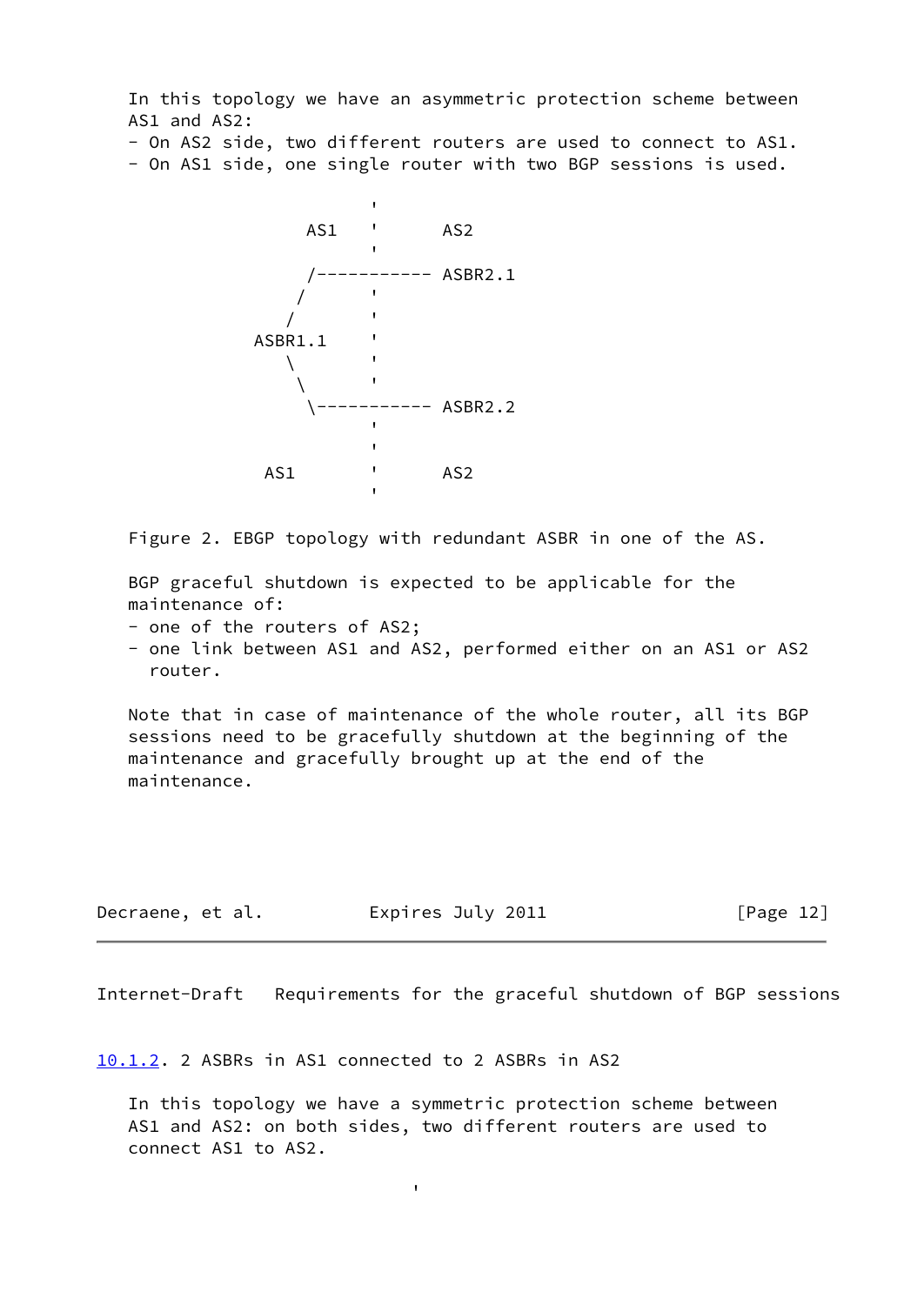In this topology we have an asymmetric protection scheme between AS1 and AS2:

- On AS2 side, two different routers are used to connect to AS1.
- On AS1 side, one single router with two BGP sessions is used.

```
                     '
              AS1    '      AS2
                     '
               /----------- ASBR2.1
              /      '
             /       '
          ASBR1.1    '
             \       '
              \      '
               \----------- ASBR2.2
                     '
                     '
           AS1       '      AS2
                     '
```

Figure 2. EBGP topology with redundant ASBR in one of the AS.

BGP graceful shutdown is expected to be applicable for the maintenance of:

- one of the routers of AS2;
- one link between AS1 and AS2, performed either on an AS1 or AS2 router.

Note that in case of maintenance of the whole router, all its BGP sessions need to be gracefully shutdown at the beginning of the maintenance and gracefully brought up at the end of the maintenance.

### 10.1.2. 2 ASBRs in AS1 connected to 2 ASBRs in AS2

In this topology we have a symmetric protection scheme between AS1 and AS2: on both sides, two different routers are used to connect AS1 to AS2.

```
                          '
```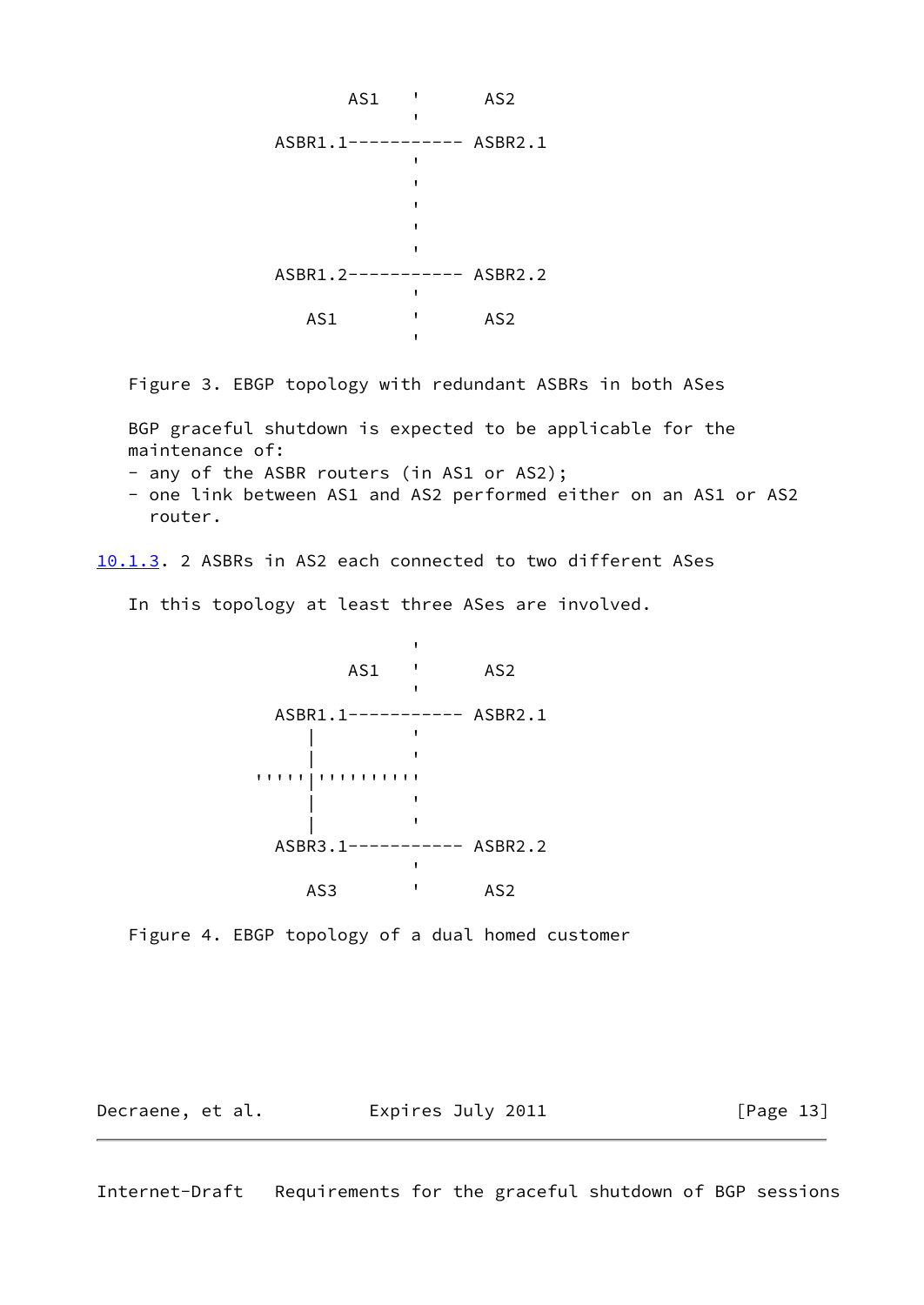```
                AS1   '      AS2
                      '
            ASBR1.1----------- ASBR2.1
                      '
                      '
                      '
                      '
                      '
            ASBR1.2----------- ASBR2.2
                      '
              AS1     '      AS2
                      '
```

Figure 3. EBGP topology with redundant ASBRs in both ASes

BGP graceful shutdown is expected to be applicable for the maintenance of:

- any of the ASBR routers (in AS1 or AS2);
- one link between AS1 and AS2 performed either on an AS1 or AS2 router.

### 10.1.3. 2 ASBRs in AS2 each connected to two different ASes

In this topology at least three ASes are involved.

```
                      '
                AS1   '      AS2
                      '
            ASBR1.1----------- ASBR2.1
               |      '
               |      '
         '''''|''''''''''
               |      '
               |      '
            ASBR3.1----------- ASBR2.2
                      '
              AS3     '      AS2
```

Figure 4. EBGP topology of a dual homed customer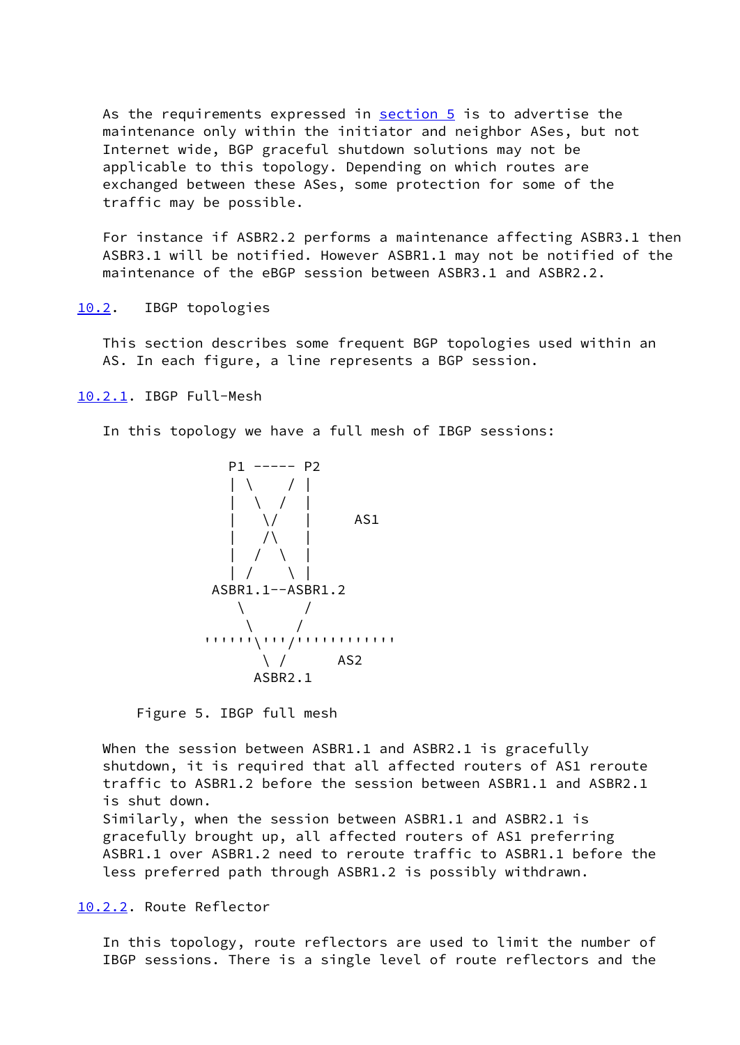As the requirements expressed in section 5 is to advertise the maintenance only within the initiator and neighbor ASes, but not Internet wide, BGP graceful shutdown solutions may not be applicable to this topology. Depending on which routes are exchanged between these ASes, some protection for some of the traffic may be possible.

For instance if ASBR2.2 performs a maintenance affecting ASBR3.1 then ASBR3.1 will be notified. However ASBR1.1 may not be notified of the maintenance of the eBGP session between ASBR3.1 and ASBR2.2.

### 10.2. IBGP topologies

This section describes some frequent BGP topologies used within an AS. In each figure, a line represents a BGP session.

#### 10.2.1. IBGP Full-Mesh

In this topology we have a full mesh of IBGP sessions:

```
              P1 ----- P2
              | \    / |
              |  \  /  |
              |   \/   |     AS1
              |   /\   |
              |  /  \  |
              | /    \ |
           ASBR1.1--ASBR1.2
               \       /
                \     /
         ''''''\'''/'''''''''''
                 \ /      AS2
               ASBR2.1
```

Figure 5. IBGP full mesh

When the session between ASBR1.1 and ASBR2.1 is gracefully shutdown, it is required that all affected routers of AS1 reroute traffic to ASBR1.2 before the session between ASBR1.1 and ASBR2.1 is shut down.
Similarly, when the session between ASBR1.1 and ASBR2.1 is gracefully brought up, all affected routers of AS1 preferring ASBR1.1 over ASBR1.2 need to reroute traffic to ASBR1.1 before the less preferred path through ASBR1.2 is possibly withdrawn.

#### 10.2.2. Route Reflector

In this topology, route reflectors are used to limit the number of IBGP sessions. There is a single level of route reflectors and the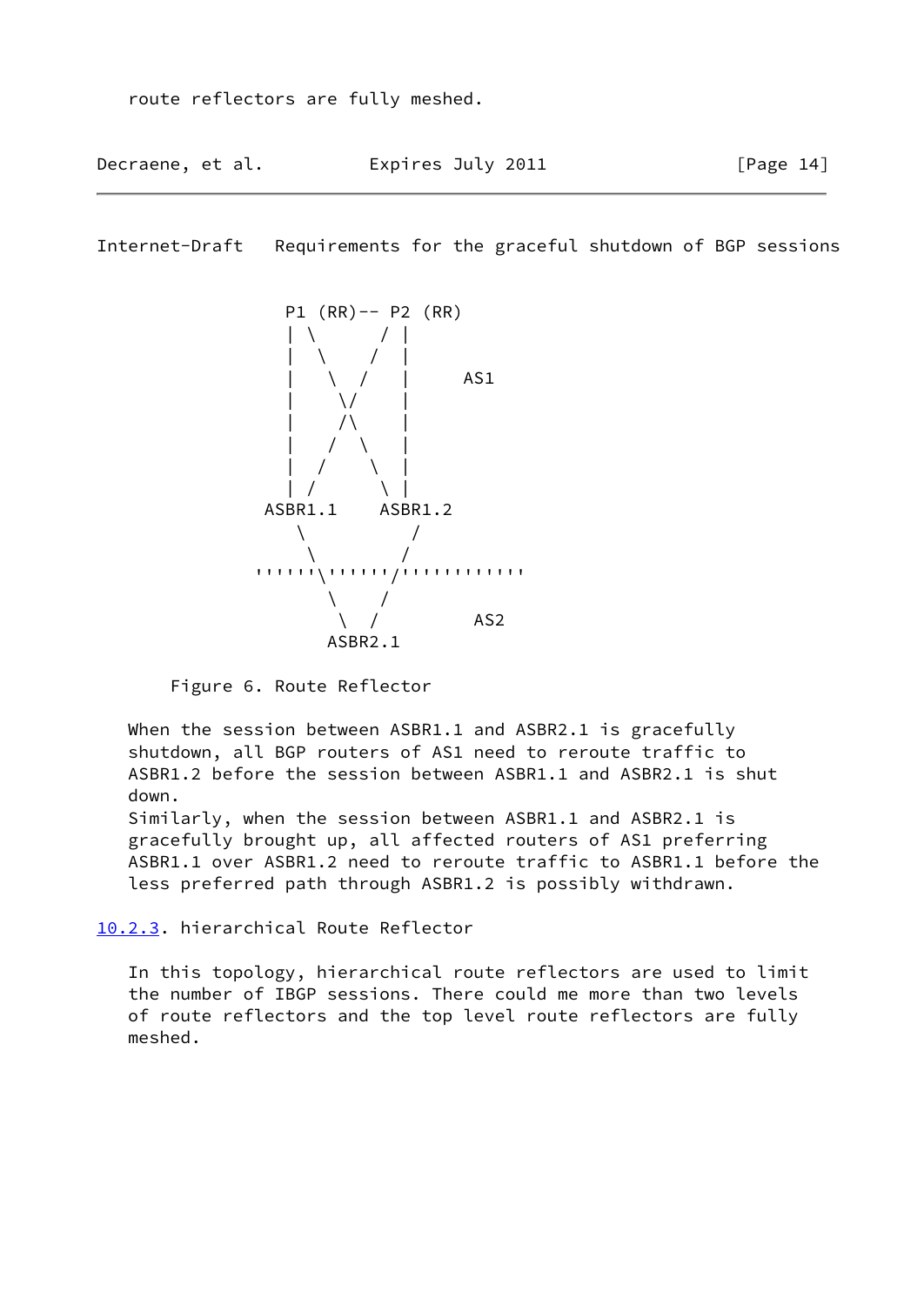route reflectors are fully meshed.

```
                P1 (RR)-- P2 (RR)
                | \      / |
                |  \    /  |
                |   \  /   |     AS1
                |    \/    |
                |    /\    |
                |   /  \   |
                |  /    \  |
                | /      \ |
              ASBR1.1    ASBR1.2
                 \         /
                  \       /
             ''''''\''''''/'''''''''''
                    \    /
                     \  /         AS2
                   ASBR2.1
```

Figure 6. Route Reflector

When the session between ASBR1.1 and ASBR2.1 is gracefully shutdown, all BGP routers of AS1 need to reroute traffic to ASBR1.2 before the session between ASBR1.1 and ASBR2.1 is shut down.
Similarly, when the session between ASBR1.1 and ASBR2.1 is gracefully brought up, all affected routers of AS1 preferring ASBR1.1 over ASBR1.2 need to reroute traffic to ASBR1.1 before the less preferred path through ASBR1.2 is possibly withdrawn.

### 10.2.3. hierarchical Route Reflector

In this topology, hierarchical route reflectors are used to limit the number of IBGP sessions. There could me more than two levels of route reflectors and the top level route reflectors are fully meshed.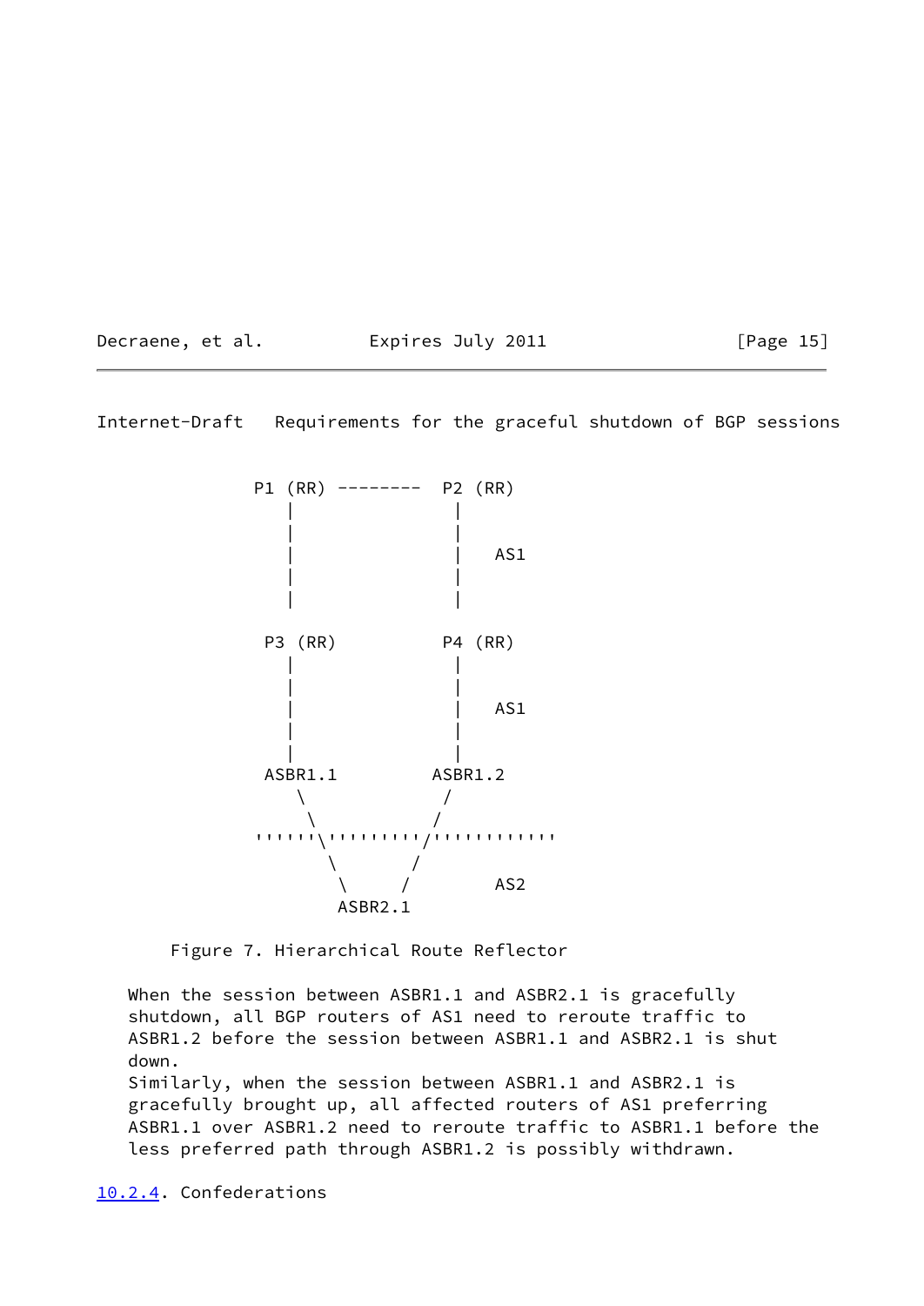```
              P1 (RR) --------  P2 (RR)
                 |               |
                 |               |
                 |               |   AS1
                 |               |
                 |               |

               P3 (RR)          P4 (RR)
                 |               |
                 |               |
                 |               |   AS1
                 |               |
                 |               |
               ASBR1.1         ASBR1.2
                  \             /
                   \           /
              ''''''\'''''''''/''''''''''''
                     \       /
                      \     /        AS2
                      ASBR2.1
```

Figure 7. Hierarchical Route Reflector

When the session between ASBR1.1 and ASBR2.1 is gracefully shutdown, all BGP routers of AS1 need to reroute traffic to ASBR1.2 before the session between ASBR1.1 and ASBR2.1 is shut down.
Similarly, when the session between ASBR1.1 and ASBR2.1 is gracefully brought up, all affected routers of AS1 preferring ASBR1.1 over ASBR1.2 need to reroute traffic to ASBR1.1 before the less preferred path through ASBR1.2 is possibly withdrawn.

#### 10.2.4. Confederations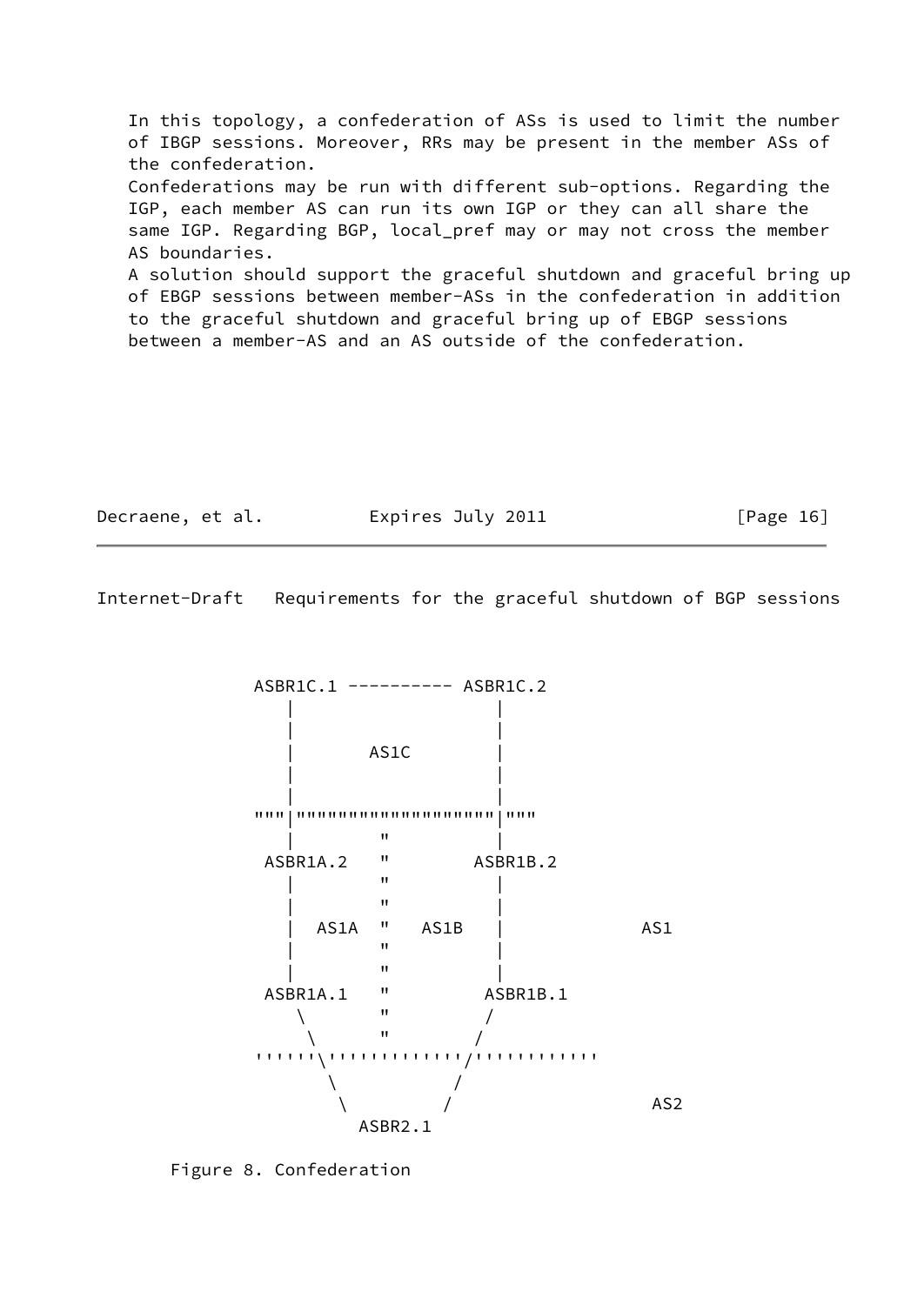In this topology, a confederation of ASs is used to limit the number of IBGP sessions. Moreover, RRs may be present in the member ASs of the confederation.

Confederations may be run with different sub-options. Regarding the IGP, each member AS can run its own IGP or they can all share the same IGP. Regarding BGP, local_pref may or may not cross the member AS boundaries.

A solution should support the graceful shutdown and graceful bring up of EBGP sessions between member-ASs in the confederation in addition to the graceful shutdown and graceful bring up of EBGP sessions between a member-AS and an AS outside of the confederation.

```
            ASBR1C.1 ---------- ASBR1C.2
               |                   |
               |                   |
               |       AS1C        |
               |                   |
               |                   |
            """|"""""""""""""""""""|"""
               |        "          |
             ASBR1A.2   "        ASBR1B.2
               |        "          |
               |        "          |
               |  AS1A  "   AS1B   |             AS1
               |        "          |
               |        "          |
             ASBR1A.1   "         ASBR1B.1
                \       "         /
                 \      "        /
            ''''''\''''''''''''''/''''''''''''
                   \           /
                    \         /                AS2
                      ASBR2.1
```

Figure 8. Confederation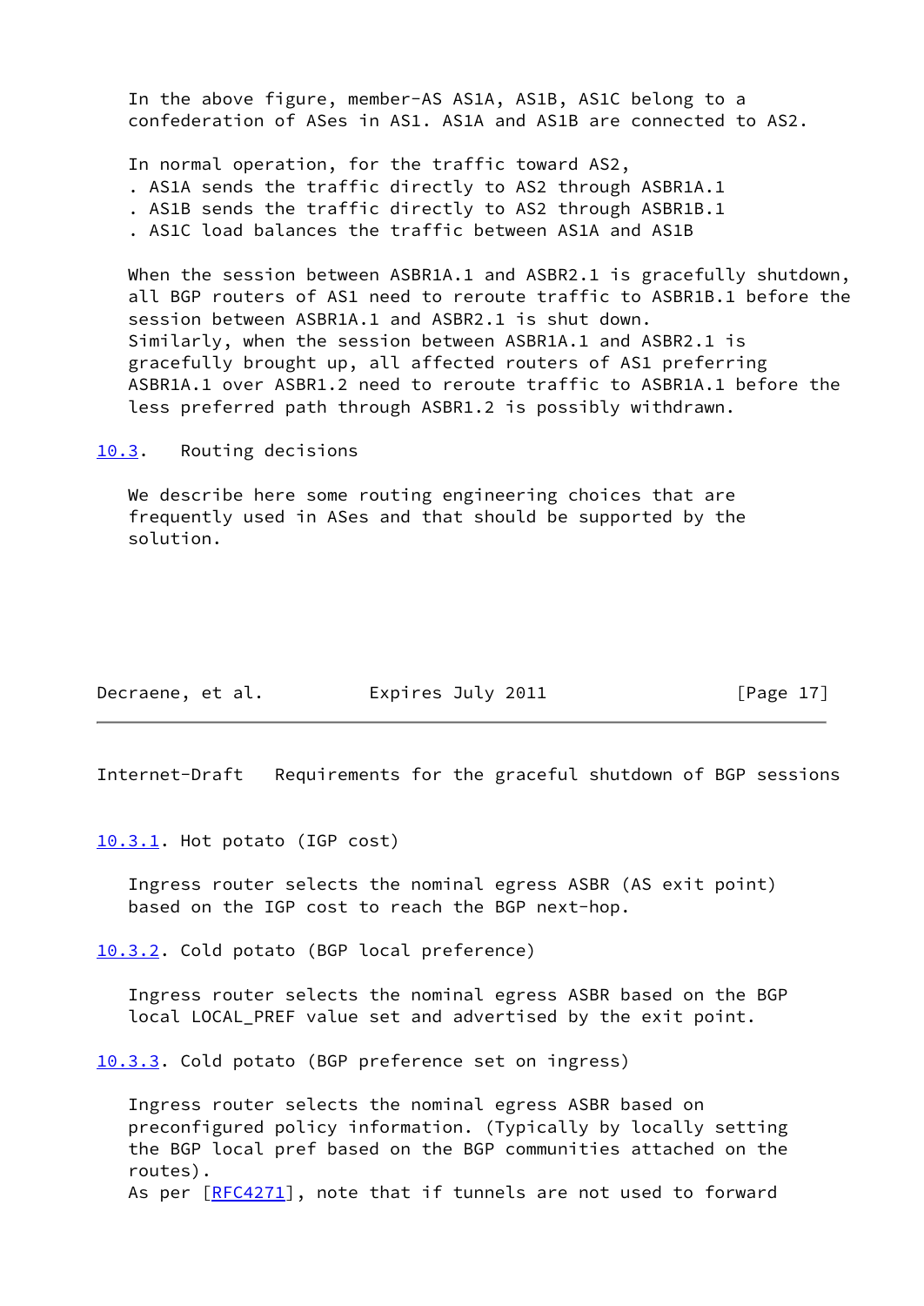In the above figure, member-AS AS1A, AS1B, AS1C belong to a confederation of ASes in AS1. AS1A and AS1B are connected to AS2.

In normal operation, for the traffic toward AS2,

- AS1A sends the traffic directly to AS2 through ASBR1A.1
- AS1B sends the traffic directly to AS2 through ASBR1B.1
- AS1C load balances the traffic between AS1A and AS1B

When the session between ASBR1A.1 and ASBR2.1 is gracefully shutdown, all BGP routers of AS1 need to reroute traffic to ASBR1B.1 before the session between ASBR1A.1 and ASBR2.1 is shut down.
Similarly, when the session between ASBR1A.1 and ASBR2.1 is gracefully brought up, all affected routers of AS1 preferring ASBR1A.1 over ASBR1.2 need to reroute traffic to ASBR1A.1 before the less preferred path through ASBR1.2 is possibly withdrawn.

### 10.3. Routing decisions

We describe here some routing engineering choices that are frequently used in ASes and that should be supported by the solution.

#### 10.3.1. Hot potato (IGP cost)

Ingress router selects the nominal egress ASBR (AS exit point) based on the IGP cost to reach the BGP next-hop.

#### 10.3.2. Cold potato (BGP local preference)

Ingress router selects the nominal egress ASBR based on the BGP local LOCAL_PREF value set and advertised by the exit point.

#### 10.3.3. Cold potato (BGP preference set on ingress)

Ingress router selects the nominal egress ASBR based on preconfigured policy information. (Typically by locally setting the BGP local pref based on the BGP communities attached on the routes).
As per [RFC4271], note that if tunnels are not used to forward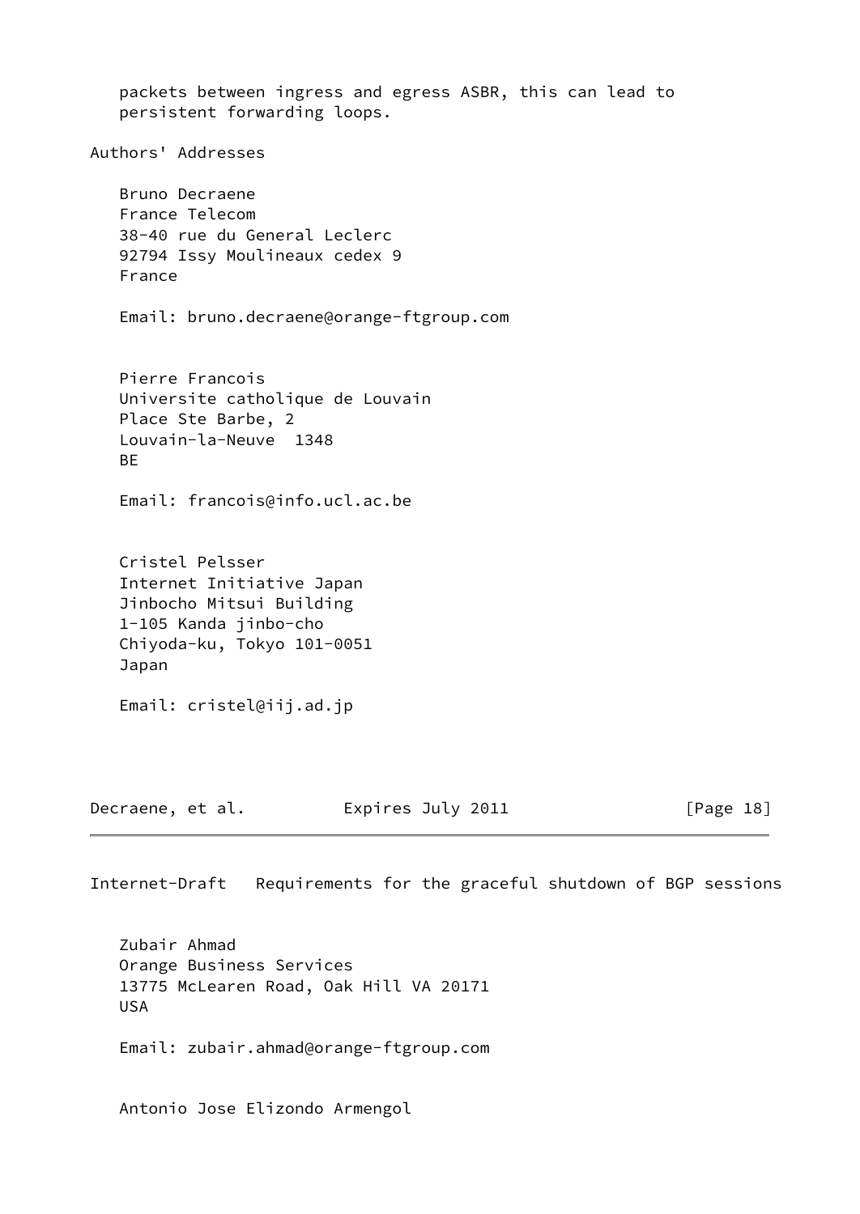packets between ingress and egress ASBR, this can lead to persistent forwarding loops.

## Authors' Addresses

Bruno Decraene
France Telecom
38-40 rue du General Leclerc
92794 Issy Moulineaux cedex 9
France

Email: bruno.decraene@orange-ftgroup.com

Pierre Francois
Universite catholique de Louvain
Place Ste Barbe, 2
Louvain-la-Neuve  1348
BE

Email: francois@info.ucl.ac.be

Cristel Pelsser
Internet Initiative Japan
Jinbocho Mitsui Building
1-105 Kanda jinbo-cho
Chiyoda-ku, Tokyo 101-0051
Japan

Email: cristel@iij.ad.jp

Zubair Ahmad
Orange Business Services
13775 McLearen Road, Oak Hill VA 20171
USA

Email: zubair.ahmad@orange-ftgroup.com

Antonio Jose Elizondo Armengol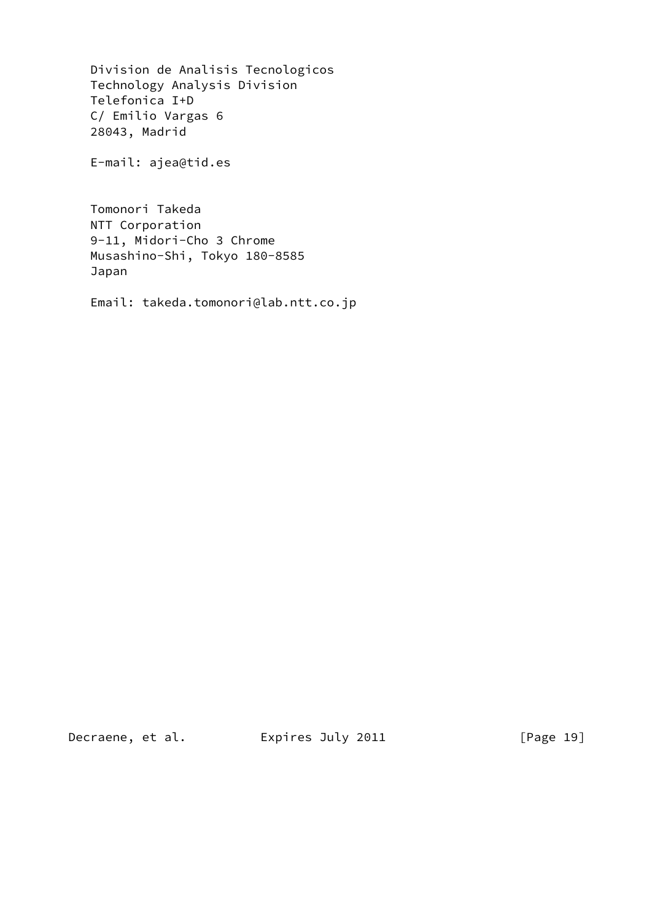Division de Analisis Tecnologicos
Technology Analysis Division
Telefonica I+D
C/ Emilio Vargas 6
28043, Madrid

E-mail: ajea@tid.es

Tomonori Takeda
NTT Corporation
9-11, Midori-Cho 3 Chrome
Musashino-Shi, Tokyo 180-8585
Japan

Email: takeda.tomonori@lab.ntt.co.jp